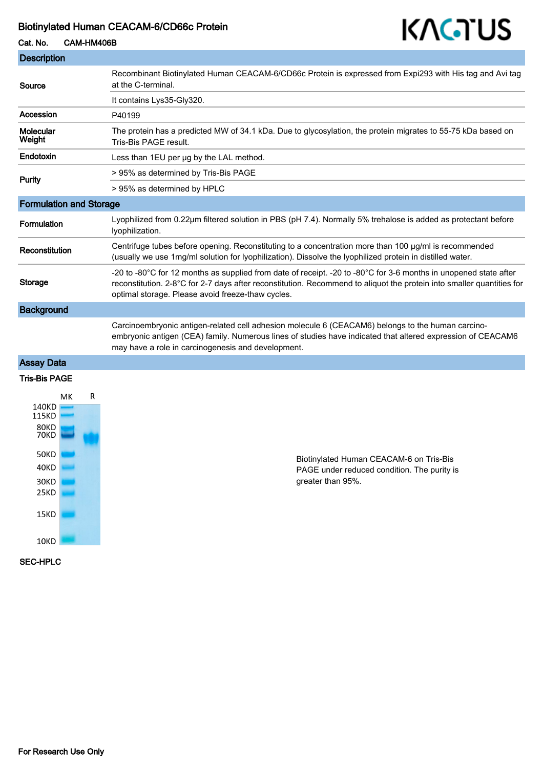# Biotinylated Human CEACAM-6/CD66c Protein

**Cat. No.** CAM-HM406B

KACTUS

## Description

| | |
|---|---|
| **Source** | Recombinant Biotinylated Human CEACAM-6/CD66c Protein is expressed from Expi293 with His tag and Avi tag at the C-terminal. |
| | It contains Lys35-Gly320. |
| **Accession** | P40199 |
| **Molecular Weight** | The protein has a predicted MW of 34.1 kDa. Due to glycosylation, the protein migrates to 55-75 kDa based on Tris-Bis PAGE result. |
| **Endotoxin** | Less than 1EU per μg by the LAL method. |
| **Purity** | > 95% as determined by Tris-Bis PAGE |
| | > 95% as determined by HPLC |

## Formulation and Storage

| | |
|---|---|
| **Formulation** | Lyophilized from 0.22μm filtered solution in PBS (pH 7.4). Normally 5% trehalose is added as protectant before lyophilization. |
| **Reconstitution** | Centrifuge tubes before opening. Reconstituting to a concentration more than 100 μg/ml is recommended (usually we use 1mg/ml solution for lyophilization). Dissolve the lyophilized protein in distilled water. |
| **Storage** | -20 to -80°C for 12 months as supplied from date of receipt. -20 to -80°C for 3-6 months in unopened state after reconstitution. 2-8°C for 2-7 days after reconstitution. Recommend to aliquot the protein into smaller quantities for optimal storage. Please avoid freeze-thaw cycles. |

## Background

Carcinoembryonic antigen-related cell adhesion molecule 6 (CEACAM6) belongs to the human carcino-embryonic antigen (CEA) family. Numerous lines of studies have indicated that altered expression of CEACAM6 may have a role in carcinogenesis and development.

## Assay Data

### Tris-Bis PAGE

MK R

140KD 115KD 80KD 70KD 50KD 40KD 30KD 25KD 15KD 10KD

Biotinylated Human CEACAM-6 on Tris-Bis PAGE under reduced condition. The purity is greater than 95%.

### SEC-HPLC

For Research Use Only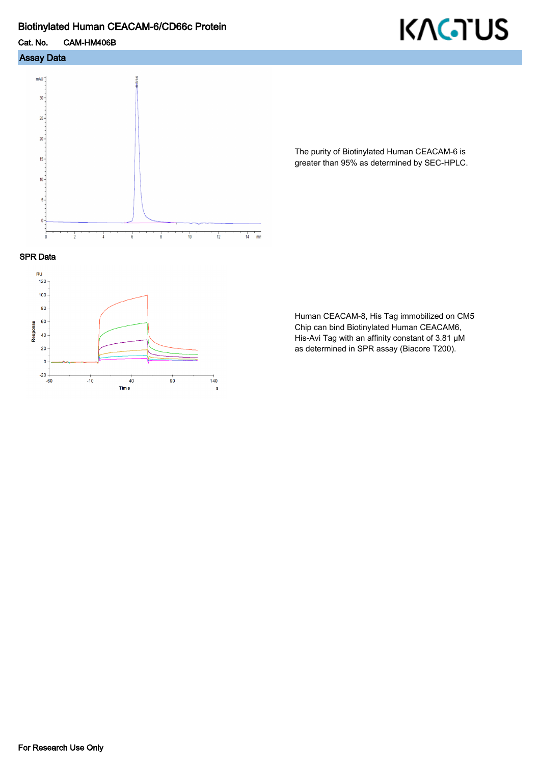# Biotinylated Human CEACAM-6/CD66c Protein

Cat. No. CAM-HM406B

## Assay Data

mAU
30
25
20
15
10
5
0
6.314
0 2 4 6 8 10 12 14 min

The purity of Biotinylated Human CEACAM-6 is greater than 95% as determined by SEC-HPLC.

## SPR Data

RU
120
100
80
60
40
20
0
-20
Response
-60 -10 40 90 140
Time
s

Human CEACAM-8, His Tag immobilized on CM5 Chip can bind Biotinylated Human CEACAM6, His-Avi Tag with an affinity constant of 3.81 μM as determined in SPR assay (Biacore T200).

For Research Use Only